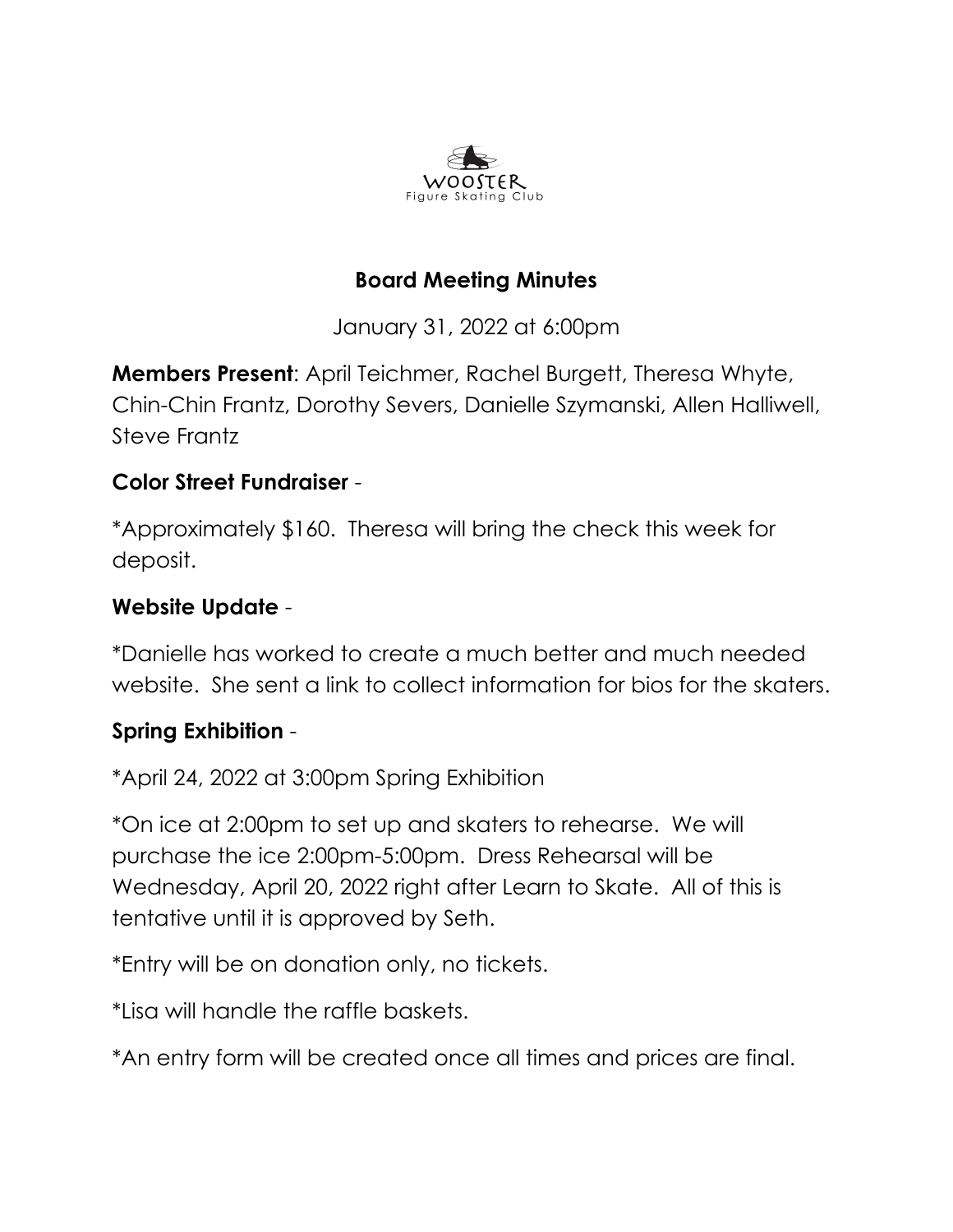WOOSTER
Figure Skating Club

## Board Meeting Minutes

January 31, 2022 at 6:00pm

**Members Present**: April Teichmer, Rachel Burgett, Theresa Whyte, Chin-Chin Frantz, Dorothy Severs, Danielle Szymanski, Allen Halliwell, Steve Frantz

**Color Street Fundraiser** -

*Approximately $160. Theresa will bring the check this week for deposit.

**Website Update** -

*Danielle has worked to create a much better and much needed website. She sent a link to collect information for bios for the skaters.

**Spring Exhibition** -

*April 24, 2022 at 3:00pm Spring Exhibition

*On ice at 2:00pm to set up and skaters to rehearse. We will purchase the ice 2:00pm-5:00pm. Dress Rehearsal will be Wednesday, April 20, 2022 right after Learn to Skate. All of this is tentative until it is approved by Seth.

*Entry will be on donation only, no tickets.

*Lisa will handle the raffle baskets.

*An entry form will be created once all times and prices are final.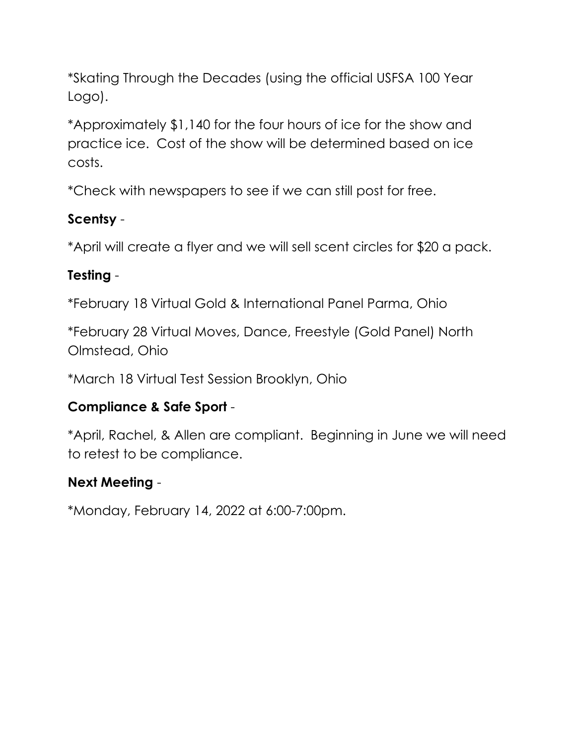*Skating Through the Decades (using the official USFSA 100 Year Logo).

*Approximately $1,140 for the four hours of ice for the show and practice ice. Cost of the show will be determined based on ice costs.

*Check with newspapers to see if we can still post for free.

**Scentsy** -

*April will create a flyer and we will sell scent circles for $20 a pack.

**Testing** -

*February 18 Virtual Gold & International Panel Parma, Ohio

*February 28 Virtual Moves, Dance, Freestyle (Gold Panel) North Olmstead, Ohio

*March 18 Virtual Test Session Brooklyn, Ohio

**Compliance & Safe Sport** -

*April, Rachel, & Allen are compliant. Beginning in June we will need to retest to be compliance.

**Next Meeting** -

*Monday, February 14, 2022 at 6:00-7:00pm.